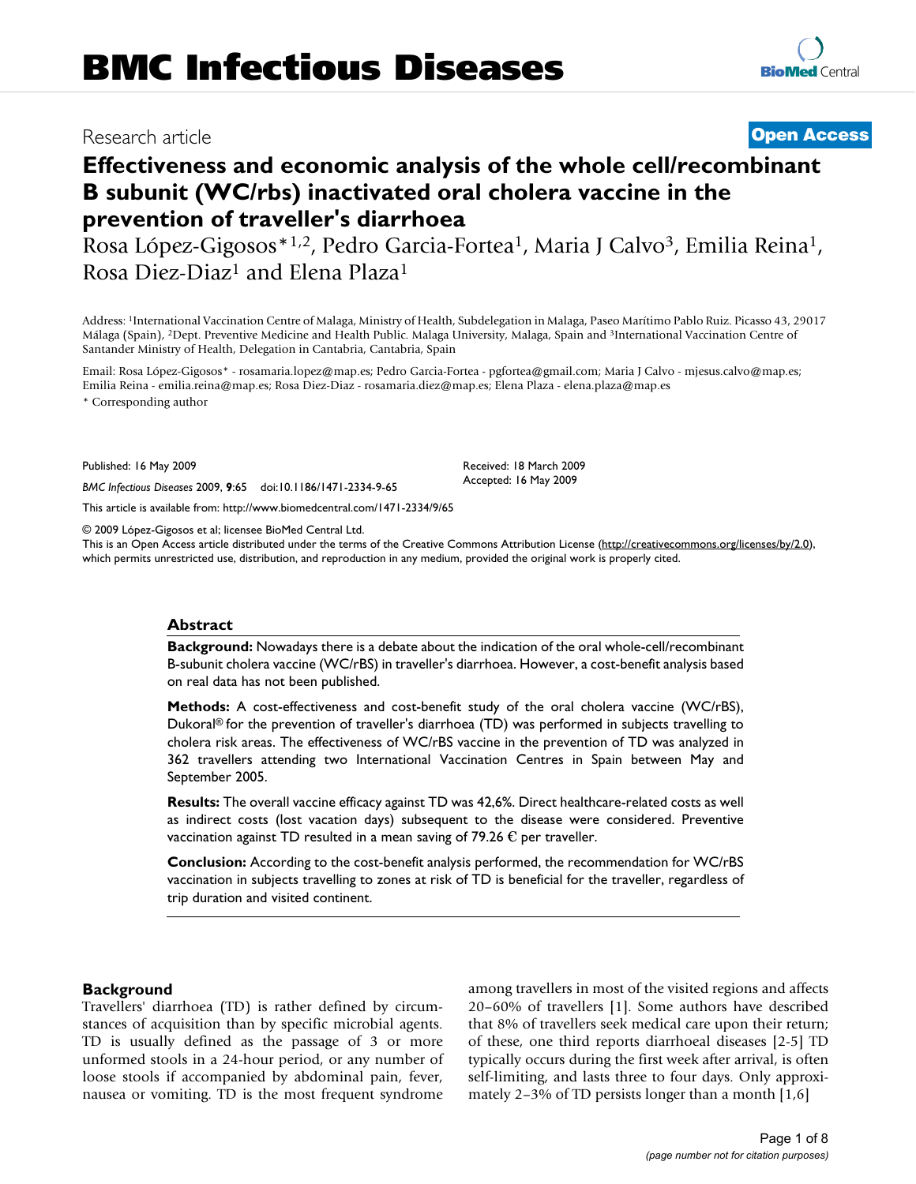Research article **Open Access**

# Effectiveness and economic analysis of the whole cell/recombinant B subunit (WC/rbs) inactivated oral cholera vaccine in the prevention of traveller's diarrhoea

Rosa López-Gigosos*[1,2], Pedro Garcia-Fortea[1], Maria J Calvo[3], Emilia Reina[1], Rosa Diez-Diaz[1] and Elena Plaza[1]

Address: [1]International Vaccination Centre of Malaga, Ministry of Health, Subdelegation in Malaga, Paseo Marítimo Pablo Ruiz. Picasso 43, 29017 Málaga (Spain), [2]Dept. Preventive Medicine and Health Public. Malaga University, Malaga, Spain and [3]International Vaccination Centre of Santander Ministry of Health, Delegation in Cantabria, Cantabria, Spain

Email: Rosa López-Gigosos* - rosamaria.lopez@map.es; Pedro Garcia-Fortea - pgfortea@gmail.com; Maria J Calvo - mjesus.calvo@map.es; Emilia Reina - emilia.reina@map.es; Rosa Diez-Diaz - rosamaria.diez@map.es; Elena Plaza - elena.plaza@map.es

\* Corresponding author

Published: 16 May 2009

*BMC Infectious Diseases* 2009, **9**:65 doi:10.1186/1471-2334-9-65

Received: 18 March 2009
Accepted: 16 May 2009

This article is available from: http://www.biomedcentral.com/1471-2334/9/65

© 2009 López-Gigosos et al; licensee BioMed Central Ltd.
This is an Open Access article distributed under the terms of the Creative Commons Attribution License (http://creativecommons.org/licenses/by/2.0), which permits unrestricted use, distribution, and reproduction in any medium, provided the original work is properly cited.

## Abstract

**Background:** Nowadays there is a debate about the indication of the oral whole-cell/recombinant B-subunit cholera vaccine (WC/rBS) in traveller's diarrhoea. However, a cost-benefit analysis based on real data has not been published.

**Methods:** A cost-effectiveness and cost-benefit study of the oral cholera vaccine (WC/rBS), Dukoral® for the prevention of traveller's diarrhoea (TD) was performed in subjects travelling to cholera risk areas. The effectiveness of WC/rBS vaccine in the prevention of TD was analyzed in 362 travellers attending two International Vaccination Centres in Spain between May and September 2005.

**Results:** The overall vaccine efficacy against TD was 42,6%. Direct healthcare-related costs as well as indirect costs (lost vacation days) subsequent to the disease were considered. Preventive vaccination against TD resulted in a mean saving of 79.26 € per traveller.

**Conclusion:** According to the cost-benefit analysis performed, the recommendation for WC/rBS vaccination in subjects travelling to zones at risk of TD is beneficial for the traveller, regardless of trip duration and visited continent.

## Background

Travellers' diarrhoea (TD) is rather defined by circumstances of acquisition than by specific microbial agents. TD is usually defined as the passage of 3 or more unformed stools in a 24-hour period, or any number of loose stools if accompanied by abdominal pain, fever, nausea or vomiting. TD is the most frequent syndrome among travellers in most of the visited regions and affects 20–60% of travellers [1]. Some authors have described that 8% of travellers seek medical care upon their return; of these, one third reports diarrhoeal diseases [2-5] TD typically occurs during the first week after arrival, is often self-limiting, and lasts three to four days. Only approximately 2–3% of TD persists longer than a month [1,6]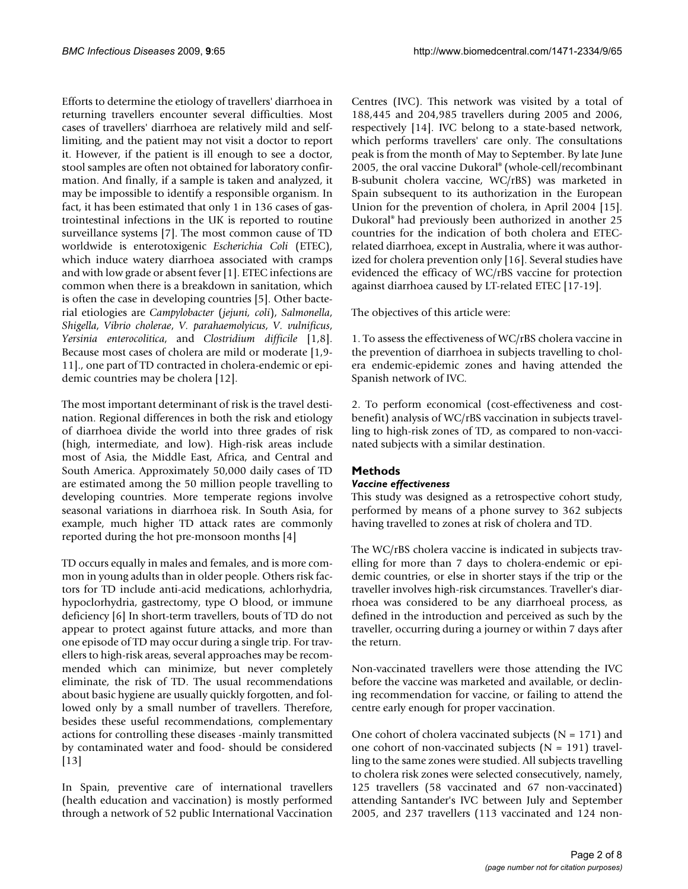Efforts to determine the etiology of travellers' diarrhoea in returning travellers encounter several difficulties. Most cases of travellers' diarrhoea are relatively mild and self-limiting, and the patient may not visit a doctor to report it. However, if the patient is ill enough to see a doctor, stool samples are often not obtained for laboratory confirmation. And finally, if a sample is taken and analyzed, it may be impossible to identify a responsible organism. In fact, it has been estimated that only 1 in 136 cases of gastrointestinal infections in the UK is reported to routine surveillance systems [7]. The most common cause of TD worldwide is enterotoxigenic *Escherichia Coli* (ETEC), which induce watery diarrhoea associated with cramps and with low grade or absent fever [1]. ETEC infections are common when there is a breakdown in sanitation, which is often the case in developing countries [5]. Other bacterial etiologies are *Campylobacter* (*jejuni*, *coli*), *Salmonella*, *Shigella*, *Vibrio cholerae*, *V. parahaemolyicus*, *V. vulnificus*, *Yersinia enterocolitica*, and *Clostridium difficile* [1,8]. Because most cases of cholera are mild or moderate [1,9-11]., one part of TD contracted in cholera-endemic or epidemic countries may be cholera [12].

The most important determinant of risk is the travel destination. Regional differences in both the risk and etiology of diarrhoea divide the world into three grades of risk (high, intermediate, and low). High-risk areas include most of Asia, the Middle East, Africa, and Central and South America. Approximately 50,000 daily cases of TD are estimated among the 50 million people travelling to developing countries. More temperate regions involve seasonal variations in diarrhoea risk. In South Asia, for example, much higher TD attack rates are commonly reported during the hot pre-monsoon months [4]

TD occurs equally in males and females, and is more common in young adults than in older people. Others risk factors for TD include anti-acid medications, achlorhydria, hypoclorhydria, gastrectomy, type O blood, or immune deficiency [6] In short-term travellers, bouts of TD do not appear to protect against future attacks, and more than one episode of TD may occur during a single trip. For travellers to high-risk areas, several approaches may be recommended which can minimize, but never completely eliminate, the risk of TD. The usual recommendations about basic hygiene are usually quickly forgotten, and followed only by a small number of travellers. Therefore, besides these useful recommendations, complementary actions for controlling these diseases -mainly transmitted by contaminated water and food- should be considered [13]

In Spain, preventive care of international travellers (health education and vaccination) is mostly performed through a network of 52 public International Vaccination Centres (IVC). This network was visited by a total of 188,445 and 204,985 travellers during 2005 and 2006, respectively [14]. IVC belong to a state-based network, which performs travellers' care only. The consultations peak is from the month of May to September. By late June 2005, the oral vaccine Dukoral® (whole-cell/recombinant B-subunit cholera vaccine, WC/rBS) was marketed in Spain subsequent to its authorization in the European Union for the prevention of cholera, in April 2004 [15]. Dukoral® had previously been authorized in another 25 countries for the indication of both cholera and ETEC-related diarrhoea, except in Australia, where it was authorized for cholera prevention only [16]. Several studies have evidenced the efficacy of WC/rBS vaccine for protection against diarrhoea caused by LT-related ETEC [17-19].

The objectives of this article were:

1. To assess the effectiveness of WC/rBS cholera vaccine in the prevention of diarrhoea in subjects travelling to cholera endemic-epidemic zones and having attended the Spanish network of IVC.

2. To perform economical (cost-effectiveness and cost-benefit) analysis of WC/rBS vaccination in subjects travelling to high-risk zones of TD, as compared to non-vaccinated subjects with a similar destination.

## Methods

### *Vaccine effectiveness*

This study was designed as a retrospective cohort study, performed by means of a phone survey to 362 subjects having travelled to zones at risk of cholera and TD.

The WC/rBS cholera vaccine is indicated in subjects travelling for more than 7 days to cholera-endemic or epidemic countries, or else in shorter stays if the trip or the traveller involves high-risk circumstances. Traveller's diarrhoea was considered to be any diarrhoeal process, as defined in the introduction and perceived as such by the traveller, occurring during a journey or within 7 days after the return.

Non-vaccinated travellers were those attending the IVC before the vaccine was marketed and available, or declining recommendation for vaccine, or failing to attend the centre early enough for proper vaccination.

One cohort of cholera vaccinated subjects (N = 171) and one cohort of non-vaccinated subjects (N = 191) travelling to the same zones were studied. All subjects travelling to cholera risk zones were selected consecutively, namely, 125 travellers (58 vaccinated and 67 non-vaccinated) attending Santander's IVC between July and September 2005, and 237 travellers (113 vaccinated and 124 non-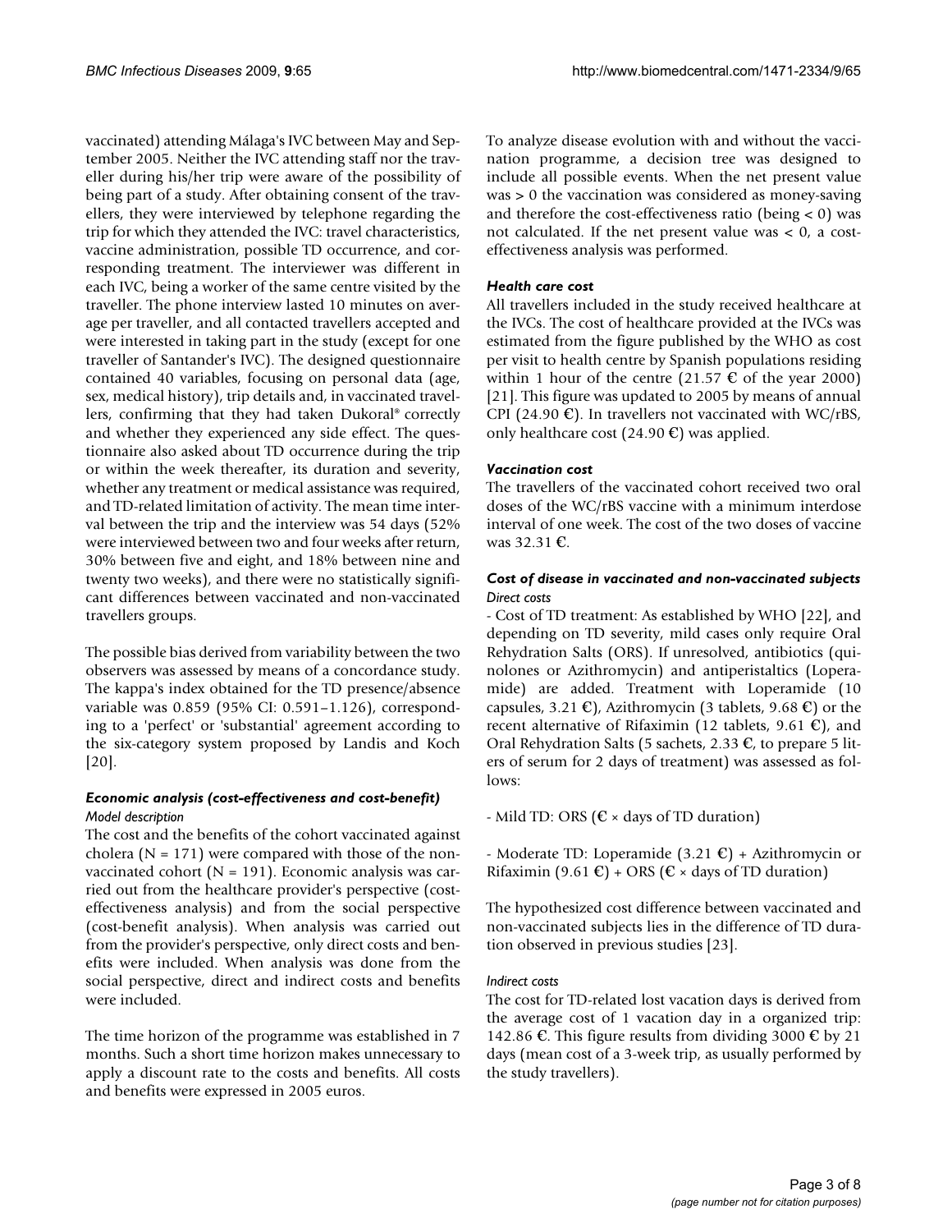vaccinated) attending Málaga's IVC between May and September 2005. Neither the IVC attending staff nor the traveller during his/her trip were aware of the possibility of being part of a study. After obtaining consent of the travellers, they were interviewed by telephone regarding the trip for which they attended the IVC: travel characteristics, vaccine administration, possible TD occurrence, and corresponding treatment. The interviewer was different in each IVC, being a worker of the same centre visited by the traveller. The phone interview lasted 10 minutes on average per traveller, and all contacted travellers accepted and were interested in taking part in the study (except for one traveller of Santander's IVC). The designed questionnaire contained 40 variables, focusing on personal data (age, sex, medical history), trip details and, in vaccinated travellers, confirming that they had taken Dukoral® correctly and whether they experienced any side effect. The questionnaire also asked about TD occurrence during the trip or within the week thereafter, its duration and severity, whether any treatment or medical assistance was required, and TD-related limitation of activity. The mean time interval between the trip and the interview was 54 days (52% were interviewed between two and four weeks after return, 30% between five and eight, and 18% between nine and twenty two weeks), and there were no statistically significant differences between vaccinated and non-vaccinated travellers groups.

The possible bias derived from variability between the two observers was assessed by means of a concordance study. The kappa's index obtained for the TD presence/absence variable was 0.859 (95% CI: 0.591–1.126), corresponding to a 'perfect' or 'substantial' agreement according to the six-category system proposed by Landis and Koch [20].

### Economic analysis (cost-effectiveness and cost-benefit)

#### Model description

The cost and the benefits of the cohort vaccinated against cholera (N = 171) were compared with those of the non-vaccinated cohort (N = 191). Economic analysis was carried out from the healthcare provider's perspective (cost-effectiveness analysis) and from the social perspective (cost-benefit analysis). When analysis was carried out from the provider's perspective, only direct costs and benefits were included. When analysis was done from the social perspective, direct and indirect costs and benefits were included.

The time horizon of the programme was established in 7 months. Such a short time horizon makes unnecessary to apply a discount rate to the costs and benefits. All costs and benefits were expressed in 2005 euros.

To analyze disease evolution with and without the vaccination programme, a decision tree was designed to include all possible events. When the net present value was > 0 the vaccination was considered as money-saving and therefore the cost-effectiveness ratio (being < 0) was not calculated. If the net present value was < 0, a cost-effectiveness analysis was performed.

### Health care cost

All travellers included in the study received healthcare at the IVCs. The cost of healthcare provided at the IVCs was estimated from the figure published by the WHO as cost per visit to health centre by Spanish populations residing within 1 hour of the centre (21.57 € of the year 2000) [21]. This figure was updated to 2005 by means of annual CPI (24.90 €). In travellers not vaccinated with WC/rBS, only healthcare cost (24.90 €) was applied.

### Vaccination cost

The travellers of the vaccinated cohort received two oral doses of the WC/rBS vaccine with a minimum interdose interval of one week. The cost of the two doses of vaccine was 32.31 €.

### Cost of disease in vaccinated and non-vaccinated subjects

#### Direct costs

- Cost of TD treatment: As established by WHO [22], and depending on TD severity, mild cases only require Oral Rehydration Salts (ORS). If unresolved, antibiotics (quinolones or Azithromycin) and antiperistaltics (Loperamide) are added. Treatment with Loperamide (10 capsules, 3.21 €), Azithromycin (3 tablets, 9.68 €) or the recent alternative of Rifaximin (12 tablets, 9.61 €), and Oral Rehydration Salts (5 sachets, 2.33 €, to prepare 5 liters of serum for 2 days of treatment) was assessed as follows:

- Mild TD: ORS (€ × days of TD duration)

- Moderate TD: Loperamide (3.21 €) + Azithromycin or Rifaximin (9.61 €) + ORS (€ × days of TD duration)

The hypothesized cost difference between vaccinated and non-vaccinated subjects lies in the difference of TD duration observed in previous studies [23].

#### Indirect costs

The cost for TD-related lost vacation days is derived from the average cost of 1 vacation day in a organized trip: 142.86 €. This figure results from dividing 3000 € by 21 days (mean cost of a 3-week trip, as usually performed by the study travellers).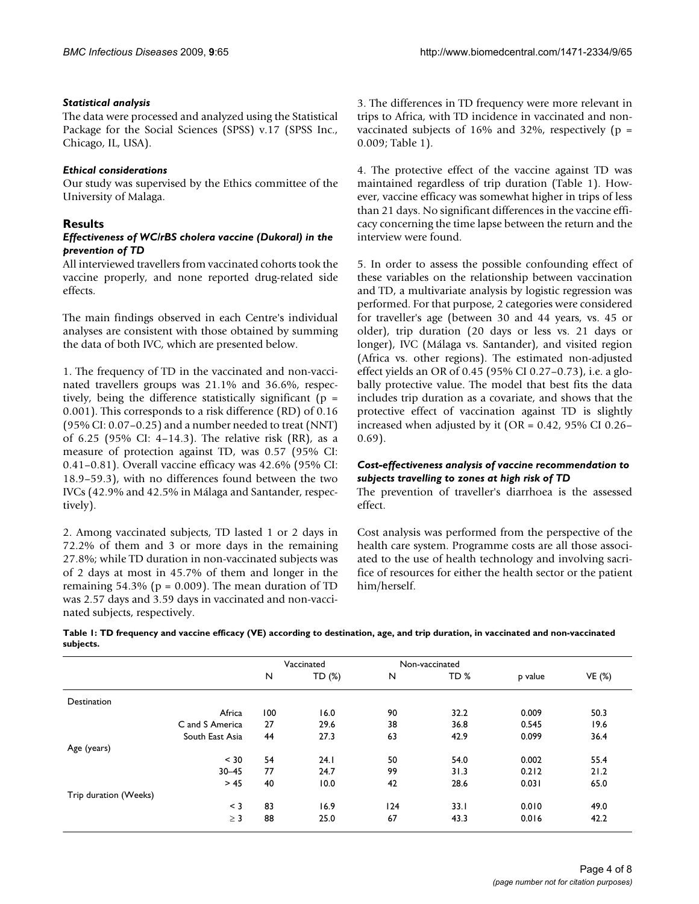### *Statistical analysis*

The data were processed and analyzed using the Statistical Package for the Social Sciences (SPSS) v.17 (SPSS Inc., Chicago, IL, USA).

### *Ethical considerations*

Our study was supervised by the Ethics committee of the University of Malaga.

## Results

### *Effectiveness of WC/rBS cholera vaccine (Dukoral) in the prevention of TD*

All interviewed travellers from vaccinated cohorts took the vaccine properly, and none reported drug-related side effects.

The main findings observed in each Centre's individual analyses are consistent with those obtained by summing the data of both IVC, which are presented below.

1. The frequency of TD in the vaccinated and non-vaccinated travellers groups was 21.1% and 36.6%, respectively, being the difference statistically significant ($p = 0.001$). This corresponds to a risk difference (RD) of 0.16 (95% CI: 0.07–0.25) and a number needed to treat (NNT) of 6.25 (95% CI: 4–14.3). The relative risk (RR), as a measure of protection against TD, was 0.57 (95% CI: 0.41–0.81). Overall vaccine efficacy was 42.6% (95% CI: 18.9–59.3), with no differences found between the two IVCs (42.9% and 42.5% in Málaga and Santander, respectively).

2. Among vaccinated subjects, TD lasted 1 or 2 days in 72.2% of them and 3 or more days in the remaining 27.8%; while TD duration in non-vaccinated subjects was of 2 days at most in 45.7% of them and longer in the remaining 54.3% ($p = 0.009$). The mean duration of TD was 2.57 days and 3.59 days in vaccinated and non-vaccinated subjects, respectively.

3. The differences in TD frequency were more relevant in trips to Africa, with TD incidence in vaccinated and non-vaccinated subjects of 16% and 32%, respectively ($p = 0.009$; Table 1).

4. The protective effect of the vaccine against TD was maintained regardless of trip duration (Table 1). However, vaccine efficacy was somewhat higher in trips of less than 21 days. No significant differences in the vaccine efficacy concerning the time lapse between the return and the interview were found.

5. In order to assess the possible confounding effect of these variables on the relationship between vaccination and TD, a multivariate analysis by logistic regression was performed. For that purpose, 2 categories were considered for traveller's age (between 30 and 44 years, vs. 45 or older), trip duration (20 days or less vs. 21 days or longer), IVC (Málaga vs. Santander), and visited region (Africa vs. other regions). The estimated non-adjusted effect yields an OR of 0.45 (95% CI 0.27–0.73), i.e. a globally protective value. The model that best fits the data includes trip duration as a covariate, and shows that the protective effect of vaccination against TD is slightly increased when adjusted by it (OR = 0.42, 95% CI 0.26–0.69).

### *Cost-effectiveness analysis of vaccine recommendation to subjects travelling to zones at high risk of TD*

The prevention of traveller's diarrhoea is the assessed effect.

Cost analysis was performed from the perspective of the health care system. Programme costs are all those associated to the use of health technology and involving sacrifice of resources for either the health sector or the patient him/herself.

**Table 1: TD frequency and vaccine efficacy (VE) according to destination, age, and trip duration, in vaccinated and non-vaccinated subjects.**

| | | Vaccinated | | Non-vaccinated | | | |
|---|---|---|---|---|---|---|---|
| | | N | TD (%) | N | TD % | p value | VE (%) |
| Destination | | | | | | | |
| | Africa | 100 | 16.0 | 90 | 32.2 | 0.009 | 50.3 |
| | C and S America | 27 | 29.6 | 38 | 36.8 | 0.545 | 19.6 |
| | South East Asia | 44 | 27.3 | 63 | 42.9 | 0.099 | 36.4 |
| Age (years) | | | | | | | |
| | < 30 | 54 | 24.1 | 50 | 54.0 | 0.002 | 55.4 |
| | 30–45 | 77 | 24.7 | 99 | 31.3 | 0.212 | 21.2 |
| | > 45 | 40 | 10.0 | 42 | 28.6 | 0.031 | 65.0 |
| Trip duration (Weeks) | | | | | | | |
| | < 3 | 83 | 16.9 | 124 | 33.1 | 0.010 | 49.0 |
| | ≥ 3 | 88 | 25.0 | 67 | 43.3 | 0.016 | 42.2 |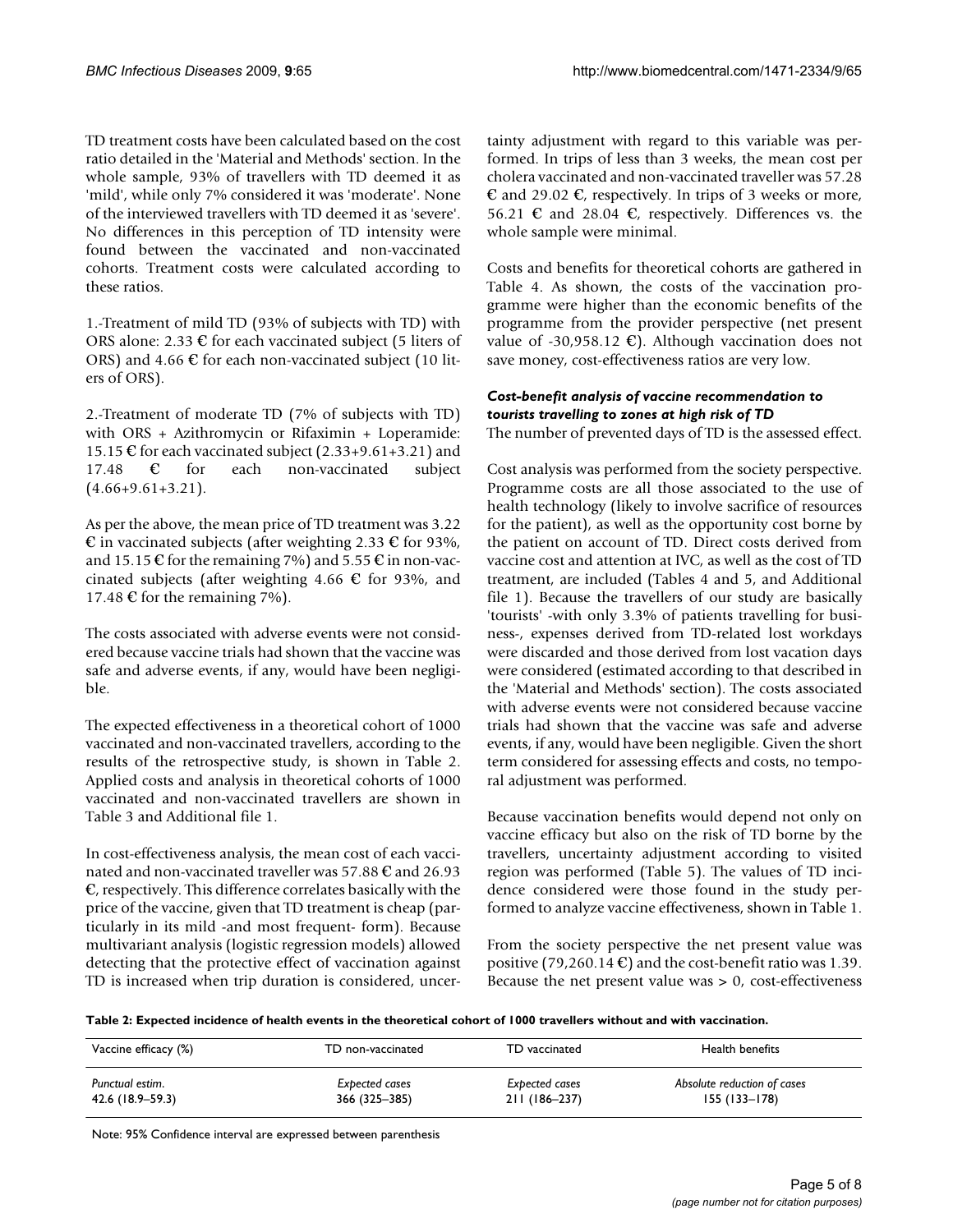TD treatment costs have been calculated based on the cost ratio detailed in the 'Material and Methods' section. In the whole sample, 93% of travellers with TD deemed it as 'mild', while only 7% considered it was 'moderate'. None of the interviewed travellers with TD deemed it as 'severe'. No differences in this perception of TD intensity were found between the vaccinated and non-vaccinated cohorts. Treatment costs were calculated according to these ratios.

1.-Treatment of mild TD (93% of subjects with TD) with ORS alone: 2.33 € for each vaccinated subject (5 liters of ORS) and 4.66 € for each non-vaccinated subject (10 liters of ORS).

2.-Treatment of moderate TD (7% of subjects with TD) with ORS + Azithromycin or Rifaximin + Loperamide: 15.15 € for each vaccinated subject (2.33+9.61+3.21) and 17.48 € for each non-vaccinated subject (4.66+9.61+3.21).

As per the above, the mean price of TD treatment was 3.22 € in vaccinated subjects (after weighting 2.33 € for 93%, and 15.15 € for the remaining 7%) and 5.55 € in non-vaccinated subjects (after weighting 4.66 € for 93%, and 17.48 € for the remaining 7%).

The costs associated with adverse events were not considered because vaccine trials had shown that the vaccine was safe and adverse events, if any, would have been negligible.

The expected effectiveness in a theoretical cohort of 1000 vaccinated and non-vaccinated travellers, according to the results of the retrospective study, is shown in Table 2. Applied costs and analysis in theoretical cohorts of 1000 vaccinated and non-vaccinated travellers are shown in Table 3 and Additional file 1.

In cost-effectiveness analysis, the mean cost of each vaccinated and non-vaccinated traveller was 57.88 € and 26.93 €, respectively. This difference correlates basically with the price of the vaccine, given that TD treatment is cheap (particularly in its mild -and most frequent- form). Because multivariant analysis (logistic regression models) allowed detecting that the protective effect of vaccination against TD is increased when trip duration is considered, uncertainty adjustment with regard to this variable was performed. In trips of less than 3 weeks, the mean cost per cholera vaccinated and non-vaccinated traveller was 57.28 € and 29.02 €, respectively. In trips of 3 weeks or more, 56.21 € and 28.04 €, respectively. Differences vs. the whole sample were minimal.

Costs and benefits for theoretical cohorts are gathered in Table 4. As shown, the costs of the vaccination programme were higher than the economic benefits of the programme from the provider perspective (net present value of -30,958.12 €). Although vaccination does not save money, cost-effectiveness ratios are very low.

### *Cost-benefit analysis of vaccine recommendation to tourists travelling to zones at high risk of TD*

The number of prevented days of TD is the assessed effect.

Cost analysis was performed from the society perspective. Programme costs are all those associated to the use of health technology (likely to involve sacrifice of resources for the patient), as well as the opportunity cost borne by the patient on account of TD. Direct costs derived from vaccine cost and attention at IVC, as well as the cost of TD treatment, are included (Tables 4 and 5, and Additional file 1). Because the travellers of our study are basically 'tourists' -with only 3.3% of patients travelling for business-, expenses derived from TD-related lost workdays were discarded and those derived from lost vacation days were considered (estimated according to that described in the 'Material and Methods' section). The costs associated with adverse events were not considered because vaccine trials had shown that the vaccine was safe and adverse events, if any, would have been negligible. Given the short term considered for assessing effects and costs, no temporal adjustment was performed.

Because vaccination benefits would depend not only on vaccine efficacy but also on the risk of TD borne by the travellers, uncertainty adjustment according to visited region was performed (Table 5). The values of TD incidence considered were those found in the study performed to analyze vaccine effectiveness, shown in Table 1.

From the society perspective the net present value was positive (79,260.14 €) and the cost-benefit ratio was 1.39. Because the net present value was > 0, cost-effectiveness

**Table 2: Expected incidence of health events in the theoretical cohort of 1000 travellers without and with vaccination.**

| Vaccine efficacy (%) | TD non-vaccinated | TD vaccinated | Health benefits |
|---|---|---|---|
| *Punctual estim.* | *Expected cases* | *Expected cases* | *Absolute reduction of cases* |
| 42.6 (18.9–59.3) | 366 (325–385) | 211 (186–237) | 155 (133–178) |

Note: 95% Confidence interval are expressed between parenthesis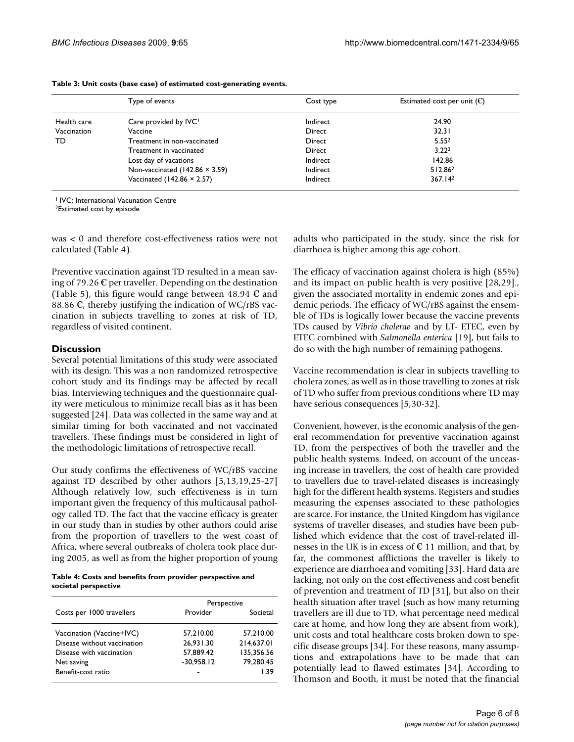**Table 3: Unit costs (base case) of estimated cost-generating events.**

| | Type of events | Cost type | Estimated cost per unit (€) |
|---|---|---|---|
| Health care | Care provided by IVC[1] | Indirect | 24.90 |
| Vaccination | Vaccine | Direct | 32.31 |
| TD | Treatment in non-vaccinated | Direct | 5.55[2] |
| | Treatment in vaccinated | Direct | 3.22[2] |
| | Lost day of vacations | Indirect | 142.86 |
| | Non-vaccinated (142.86 × 3.59) | Indirect | 512.86[2] |
| | Vaccinated (142.86 × 2.57) | Indirect | 367.14[2] |

[1] IVC: International Vacunation Centre
[2]Estimated cost by episode

was < 0 and therefore cost-effectiveness ratios were not calculated (Table 4).

Preventive vaccination against TD resulted in a mean saving of 79.26 € per traveller. Depending on the destination (Table 5), this figure would range between 48.94 € and 88.86 €, thereby justifying the indication of WC/rBS vaccination in subjects travelling to zones at risk of TD, regardless of visited continent.

## Discussion

Several potential limitations of this study were associated with its design. This was a non randomized retrospective cohort study and its findings may be affected by recall bias. Interviewing techniques and the questionnaire quality were meticulous to minimize recall bias as it has been suggested [24]. Data was collected in the same way and at similar timing for both vaccinated and not vaccinated travellers. These findings must be considered in light of the methodologic limitations of retrospective recall.

Our study confirms the effectiveness of WC/rBS vaccine against TD described by other authors [5,13,19,25-27] Although relatively low, such effectiveness is in turn important given the frequency of this multicausal pathology called TD. The fact that the vaccine efficacy is greater in our study than in studies by other authors could arise from the proportion of travellers to the west coast of Africa, where several outbreaks of cholera took place during 2005, as well as from the higher proportion of young adults who participated in the study, since the risk for diarrhoea is higher among this age cohort.

**Table 4: Costs and benefits from provider perspective and societal perspective**

| Costs per 1000 travellers | Perspective | |
|---|---|---|
| | Provider | Societal |
| Vaccination (Vaccine+IVC) | 57,210.00 | 57,210.00 |
| Disease without vaccination | 26,931.30 | 214,637.01 |
| Disease with vaccination | 57,889.42 | 135,356.56 |
| Net saving | -30,958.12 | 79,280.45 |
| Benefit-cost ratio | - | 1.39 |

The efficacy of vaccination against cholera is high (85%) and its impact on public health is very positive [28,29]., given the associated mortality in endemic zones and epidemic periods. The efficacy of WC/rBS against the ensemble of TDs is logically lower because the vaccine prevents TDs caused by *Vibrio cholerae* and by LT- ETEC, even by ETEC combined with *Salmonella enterica* [19], but fails to do so with the high number of remaining pathogens.

Vaccine recommendation is clear in subjects travelling to cholera zones, as well as in those travelling to zones at risk of TD who suffer from previous conditions where TD may have serious consequences [5,30-32].

Convenient, however, is the economic analysis of the general recommendation for preventive vaccination against TD, from the perspectives of both the traveller and the public health systems. Indeed, on account of the unceasing increase in travellers, the cost of health care provided to travellers due to travel-related diseases is increasingly high for the different health systems. Registers and studies measuring the expenses associated to these pathologies are scarce. For instance, the United Kingdom has vigilance systems of traveller diseases, and studies have been published which evidence that the cost of travel-related illnesses in the UK is in excess of € 11 million, and that, by far, the commonest afflictions the traveller is likely to experience are diarrhoea and vomiting [33]. Hard data are lacking, not only on the cost effectiveness and cost benefit of prevention and treatment of TD [31], but also on their health situation after travel (such as how many returning travellers are ill due to TD, what percentage need medical care at home, and how long they are absent from work), unit costs and total healthcare costs broken down to specific disease groups [34]. For these reasons, many assumptions and extrapolations have to be made that can potentially lead to flawed estimates [34]. According to Thomson and Booth, it must be noted that the financial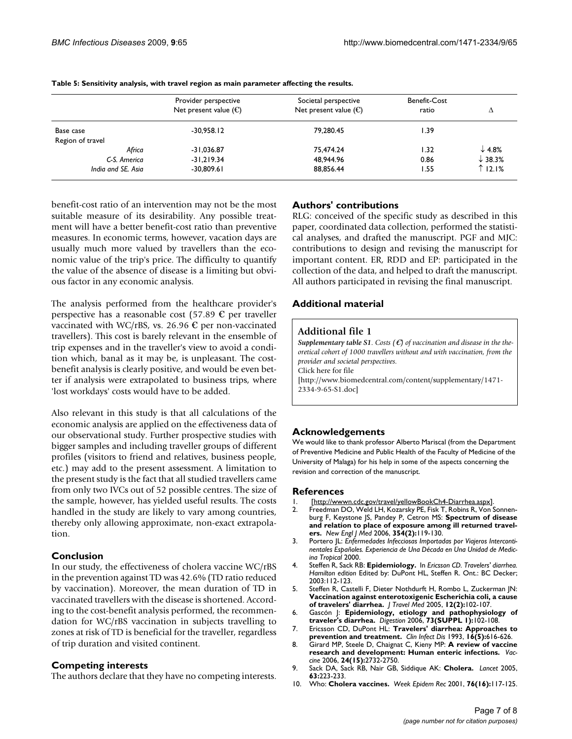**Table 5: Sensitivity analysis, with travel region as main parameter affecting the results.**

| | Provider perspective Net present value (€) | Societal perspective Net present value (€) | Benefit-Cost ratio | Δ |
|---|---|---|---|---|
| Base case | -30,958.12 | 79,280.45 | 1.39 | |
| Region of travel | | | | |
| *Africa* | -31,036.87 | 75,474.24 | 1.32 | ↓ 4.8% |
| *C-S. America* | -31,219.34 | 48,944.96 | 0.86 | ↓ 38.3% |
| *India and SE. Asia* | -30,809.61 | 88,856.44 | 1.55 | ↑ 12.1% |

benefit-cost ratio of an intervention may not be the most suitable measure of its desirability. Any possible treatment will have a better benefit-cost ratio than preventive measures. In economic terms, however, vacation days are usually much more valued by travellers than the economic value of the trip's price. The difficulty to quantify the value of the absence of disease is a limiting but obvious factor in any economic analysis.

The analysis performed from the healthcare provider's perspective has a reasonable cost (57.89 € per traveller vaccinated with WC/rBS, vs. 26.96 € per non-vaccinated travellers). This cost is barely relevant in the ensemble of trip expenses and in the traveller's view to avoid a condition which, banal as it may be, is unpleasant. The cost-benefit analysis is clearly positive, and would be even better if analysis were extrapolated to business trips, where 'lost workdays' costs would have to be added.

Also relevant in this study is that all calculations of the economic analysis are applied on the effectiveness data of our observational study. Further prospective studies with bigger samples and including traveller groups of different profiles (visitors to friend and relatives, business people, etc.) may add to the present assessment. A limitation to the present study is the fact that all studied travellers came from only two IVCs out of 52 possible centres. The size of the sample, however, has yielded useful results. The costs handled in the study are likely to vary among countries, thereby only allowing approximate, non-exact extrapolation.

## Conclusion

In our study, the effectiveness of cholera vaccine WC/rBS in the prevention against TD was 42.6% (TD ratio reduced by vaccination). Moreover, the mean duration of TD in vaccinated travellers with the disease is shortened. According to the cost-benefit analysis performed, the recommendation for WC/rBS vaccination in subjects travelling to zones at risk of TD is beneficial for the traveller, regardless of trip duration and visited continent.

## Competing interests

The authors declare that they have no competing interests.

## Authors' contributions

RLG: conceived of the specific study as described in this paper, coordinated data collection, performed the statistical analyses, and drafted the manuscript. PGF and MJC: contributions to design and revising the manuscript for important content. ER, RDD and EP: participated in the collection of the data, and helped to draft the manuscript. All authors participated in revising the final manuscript.

## Additional material

### Additional file 1

***Supplementary table S1**. Costs (€) of vaccination and disease in the theoretical cohort of 1000 travellers without and with vaccination, from the provider and societal perspectives.*

Click here for file

[http://www.biomedcentral.com/content/supplementary/1471-2334-9-65-S1.doc]

## Acknowledgements

We would like to thank professor Alberto Mariscal (from the Department of Preventive Medicine and Public Health of the Faculty of Medicine of the University of Malaga) for his help in some of the aspects concerning the revision and correction of the manuscript.

## References

1. [http://wwwn.cdc.gov/travel/yellowBookCh4-Diarrhea.aspx].
2. Freedman DO, Weld LH, Kozarsky PE, Fisk T, Robins R, Von Sonnenburg F, Keystone JS, Pandey P, Cetron MS: **Spectrum of disease and relation to place of exposure among ill returned travelers.** *New Engl J Med* 2006, **354(2):**119-130.
3. Portero JL: *Enfermedades Infecciosas Importadas por Viajeros Intercontinentales Españoles. Experiencia de Una Década en Una Unidad de Medicina Tropical* 2000.
4. Steffen R, Sack RB: **Epidemiology.** In *Ericsson CD. Travelers' diarrhea. Hamilton edition* Edited by: DuPont HL, Steffen R. Ont.: BC Decker; 2003:112-123.
5. Steffen R, Castelli F, Dieter Nothdurft H, Rombo L, Zuckerman JN: **Vaccination against enterotoxigenic Escherichia coli, a cause of travelers' diarrhea.** *J Travel Med* 2005, **12(2):**102-107.
6. Gascón J: **Epidemiology, etiology and pathophysiology of traveler's diarrhea.** *Digestion* 2006, **73(SUPPL 1):**102-108.
7. Ericsson CD, DuPont HL: **Travelers' diarrhea: Approaches to prevention and treatment.** *Clin Infect Dis* 1993, **16(5):**616-626.
8. Girard MP, Steele D, Chaignat C, Kieny MP: **A review of vaccine research and development: Human enteric infections.** *Vaccine* 2006, **24(15):**2732-2750.
9. Sack DA, Sack RB, Nair GB, Siddique AK: **Cholera.** *Lancet* 2005, **63:**223-233.
10. Who: **Cholera vaccines.** *Week Epidem Rec* 2001, **76(16):**117-125.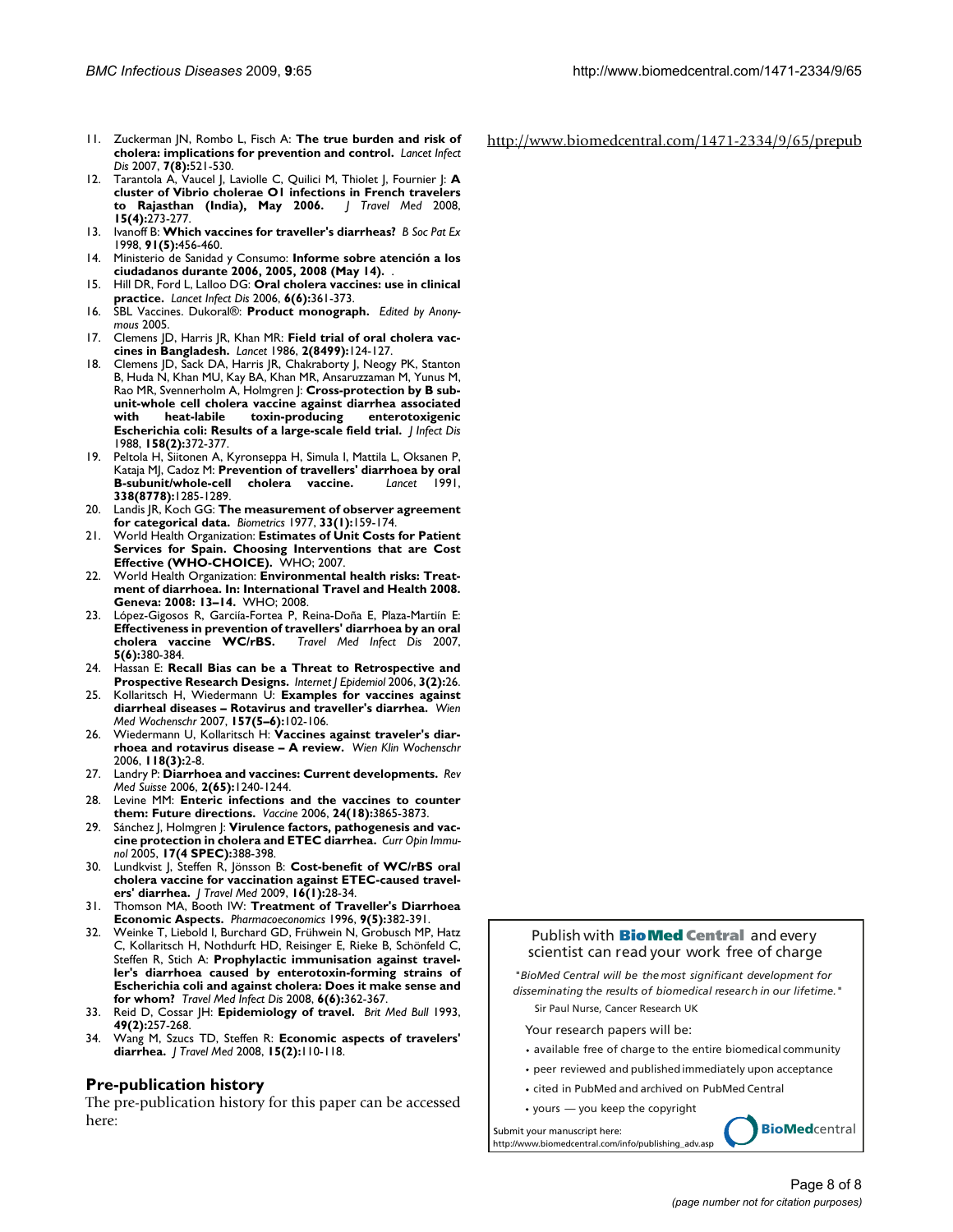11. Zuckerman JN, Rombo L, Fisch A: **The true burden and risk of cholera: implications for prevention and control.** *Lancet Infect Dis* 2007, **7(8):**521-530.
12. Tarantola A, Vaucel J, Laviolle C, Quilici M, Thiolet J, Fournier J: **A cluster of Vibrio cholerae O1 infections in French travelers to Rajasthan (India), May 2006.** *J Travel Med* 2008, **15(4):**273-277.
13. Ivanoff B: **Which vaccines for traveller's diarrheas?** *B Soc Pat Ex* 1998, **91(5):**456-460.
14. Ministerio de Sanidad y Consumo: **Informe sobre atención a los ciudadanos durante 2006, 2005, 2008 (May 14).** .
15. Hill DR, Ford L, Lalloo DG: **Oral cholera vaccines: use in clinical practice.** *Lancet Infect Dis* 2006, **6(6):**361-373.
16. SBL Vaccines. Dukoral®: **Product monograph.** *Edited by Anonymous* 2005.
17. Clemens JD, Harris JR, Khan MR: **Field trial of oral cholera vaccines in Bangladesh.** *Lancet* 1986, **2(8499):**124-127.
18. Clemens JD, Sack DA, Harris JR, Chakraborty J, Neogy PK, Stanton B, Huda N, Khan MU, Kay BA, Khan MR, Ansaruzzaman M, Yunus M, Rao MR, Svennerholm A, Holmgren J: **Cross-protection by B subunit-whole cell cholera vaccine against diarrhea associated with heat-labile toxin-producing enterotoxigenic Escherichia coli: Results of a large-scale field trial.** *J Infect Dis* 1988, **158(2):**372-377.
19. Peltola H, Siitonen A, Kyronseppa H, Simula I, Mattila L, Oksanen P, Kataja MJ, Cadoz M: **Prevention of travellers' diarrhoea by oral B-subunit/whole-cell cholera vaccine.** *Lancet* 1991, **338(8778):**1285-1289.
20. Landis JR, Koch GG: **The measurement of observer agreement for categorical data.** *Biometrics* 1977, **33(1):**159-174.
21. World Health Organization: **Estimates of Unit Costs for Patient Services for Spain. Choosing Interventions that are Cost Effective (WHO-CHOICE).** WHO; 2007.
22. World Health Organization: **Environmental health risks: Treatment of diarrhoea. In: International Travel and Health 2008. Geneva: 2008: 13–14.** WHO; 2008.
23. López-Gigosos R, Garciía-Fortea P, Reina-Doña E, Plaza-Martiín E: **Effectiveness in prevention of travellers' diarrhoea by an oral cholera vaccine WC/rBS.** *Travel Med Infect Dis* 2007, **5(6):**380-384.
24. Hassan E: **Recall Bias can be a Threat to Retrospective and Prospective Research Designs.** *Internet J Epidemiol* 2006, **3(2):**26.
25. Kollaritsch H, Wiedermann U: **Examples for vaccines against diarrheal diseases – Rotavirus and traveller's diarrhea.** *Wien Med Wochenschr* 2007, **157(5–6):**102-106.
26. Wiedermann U, Kollaritsch H: **Vaccines against traveler's diarrhoea and rotavirus disease – A review.** *Wien Klin Wochenschr* 2006, **118(3):**2-8.
27. Landry P: **Diarrhoea and vaccines: Current developments.** *Rev Med Suisse* 2006, **2(65):**1240-1244.
28. Levine MM: **Enteric infections and the vaccines to counter them: Future directions.** *Vaccine* 2006, **24(18):**3865-3873.
29. Sánchez J, Holmgren J: **Virulence factors, pathogenesis and vaccine protection in cholera and ETEC diarrhea.** *Curr Opin Immunol* 2005, **17(4 SPEC):**388-398.
30. Lundkvist J, Steffen R, Jönsson B: **Cost-benefit of WC/rBS oral cholera vaccine for vaccination against ETEC-caused travelers' diarrhea.** *J Travel Med* 2009, **16(1):**28-34.
31. Thomson MA, Booth IW: **Treatment of Traveller's Diarrhoea Economic Aspects.** *Pharmacoeconomics* 1996, **9(5):**382-391.
32. Weinke T, Liebold I, Burchard GD, Frühwein N, Grobusch MP, Hatz C, Kollaritsch H, Nothdurft HD, Reisinger E, Rieke B, Schönfeld C, Steffen R, Stich A: **Prophylactic immunisation against traveller's diarrhoea caused by enterotoxin-forming strains of Escherichia coli and against cholera: Does it make sense and for whom?** *Travel Med Infect Dis* 2008, **6(6):**362-367.
33. Reid D, Cossar JH: **Epidemiology of travel.** *Brit Med Bull* 1993, **49(2):**257-268.
34. Wang M, Szucs TD, Steffen R: **Economic aspects of travelers' diarrhea.** *J Travel Med* 2008, **15(2):**110-118.

## Pre-publication history

The pre-publication history for this paper can be accessed here:

http://www.biomedcentral.com/1471-2334/9/65/prepub

Publish with **BioMed Central** and every scientist can read your work free of charge

*"BioMed Central will be the most significant development for disseminating the results of biomedical research in our lifetime."*

Sir Paul Nurse, Cancer Research UK

Your research papers will be:

- available free of charge to the entire biomedical community
- peer reviewed and published immediately upon acceptance
- cited in PubMed and archived on PubMed Central
- yours — you keep the copyright

Submit your manuscript here:
http://www.biomedcentral.com/info/publishing_adv.asp

**BioMed**central